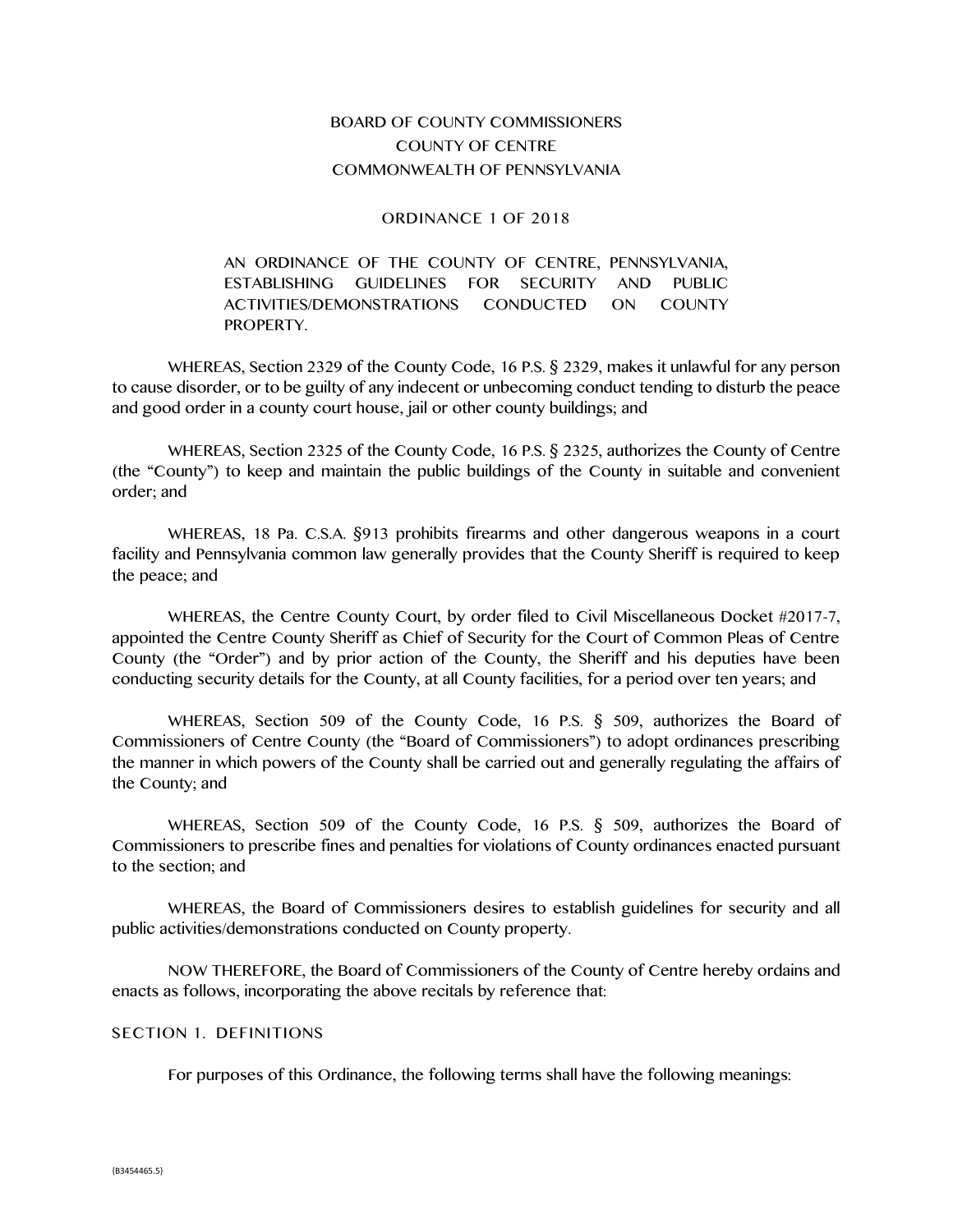BOARD OF COUNTY COMMISSIONERS
COUNTY OF CENTRE
COMMONWEALTH OF PENNSYLVANIA

ORDINANCE 1 OF 2018

AN ORDINANCE OF THE COUNTY OF CENTRE, PENNSYLVANIA, ESTABLISHING GUIDELINES FOR SECURITY AND PUBLIC ACTIVITIES/DEMONSTRATIONS CONDUCTED ON COUNTY PROPERTY.

WHEREAS, Section 2329 of the County Code, 16 P.S. § 2329, makes it unlawful for any person to cause disorder, or to be guilty of any indecent or unbecoming conduct tending to disturb the peace and good order in a county court house, jail or other county buildings; and

WHEREAS, Section 2325 of the County Code, 16 P.S. § 2325, authorizes the County of Centre (the "County") to keep and maintain the public buildings of the County in suitable and convenient order; and

WHEREAS, 18 Pa. C.S.A. §913 prohibits firearms and other dangerous weapons in a court facility and Pennsylvania common law generally provides that the County Sheriff is required to keep the peace; and

WHEREAS, the Centre County Court, by order filed to Civil Miscellaneous Docket #2017-7, appointed the Centre County Sheriff as Chief of Security for the Court of Common Pleas of Centre County (the "Order") and by prior action of the County, the Sheriff and his deputies have been conducting security details for the County, at all County facilities, for a period over ten years; and

WHEREAS, Section 509 of the County Code, 16 P.S. § 509, authorizes the Board of Commissioners of Centre County (the "Board of Commissioners") to adopt ordinances prescribing the manner in which powers of the County shall be carried out and generally regulating the affairs of the County; and

WHEREAS, Section 509 of the County Code, 16 P.S. § 509, authorizes the Board of Commissioners to prescribe fines and penalties for violations of County ordinances enacted pursuant to the section; and

WHEREAS, the Board of Commissioners desires to establish guidelines for security and all public activities/demonstrations conducted on County property.

NOW THEREFORE, the Board of Commissioners of the County of Centre hereby ordains and enacts as follows, incorporating the above recitals by reference that:

## SECTION 1. DEFINITIONS

For purposes of this Ordinance, the following terms shall have the following meanings: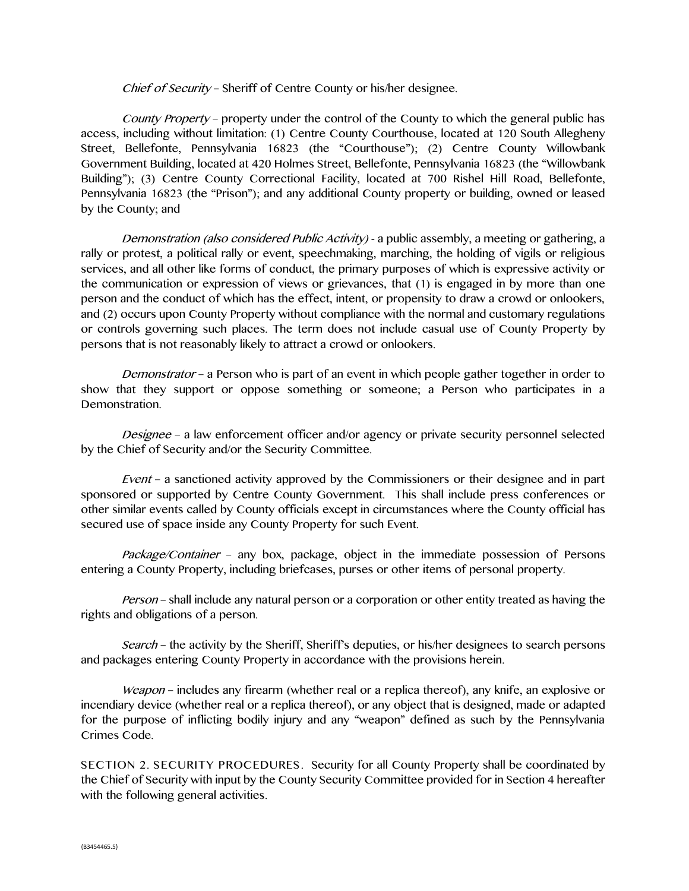*Chief of Security* – Sheriff of Centre County or his/her designee.

*County Property* – property under the control of the County to which the general public has access, including without limitation: (1) Centre County Courthouse, located at 120 South Allegheny Street, Bellefonte, Pennsylvania 16823 (the "Courthouse"); (2) Centre County Willowbank Government Building, located at 420 Holmes Street, Bellefonte, Pennsylvania 16823 (the "Willowbank Building"); (3) Centre County Correctional Facility, located at 700 Rishel Hill Road, Bellefonte, Pennsylvania 16823 (the "Prison"); and any additional County property or building, owned or leased by the County; and

*Demonstration (also considered Public Activity)* - a public assembly, a meeting or gathering, a rally or protest, a political rally or event, speechmaking, marching, the holding of vigils or religious services, and all other like forms of conduct, the primary purposes of which is expressive activity or the communication or expression of views or grievances, that (1) is engaged in by more than one person and the conduct of which has the effect, intent, or propensity to draw a crowd or onlookers, and (2) occurs upon County Property without compliance with the normal and customary regulations or controls governing such places. The term does not include casual use of County Property by persons that is not reasonably likely to attract a crowd or onlookers.

*Demonstrator* – a Person who is part of an event in which people gather together in order to show that they support or oppose something or someone; a Person who participates in a Demonstration.

*Designee* – a law enforcement officer and/or agency or private security personnel selected by the Chief of Security and/or the Security Committee.

*Event* – a sanctioned activity approved by the Commissioners or their designee and in part sponsored or supported by Centre County Government. This shall include press conferences or other similar events called by County officials except in circumstances where the County official has secured use of space inside any County Property for such Event.

*Package/Container* – any box, package, object in the immediate possession of Persons entering a County Property, including briefcases, purses or other items of personal property.

*Person* – shall include any natural person or a corporation or other entity treated as having the rights and obligations of a person.

*Search* – the activity by the Sheriff, Sheriff's deputies, or his/her designees to search persons and packages entering County Property in accordance with the provisions herein.

*Weapon* – includes any firearm (whether real or a replica thereof), any knife, an explosive or incendiary device (whether real or a replica thereof), or any object that is designed, made or adapted for the purpose of inflicting bodily injury and any "weapon" defined as such by the Pennsylvania Crimes Code.

SECTION 2. SECURITY PROCEDURES. Security for all County Property shall be coordinated by the Chief of Security with input by the County Security Committee provided for in Section 4 hereafter with the following general activities.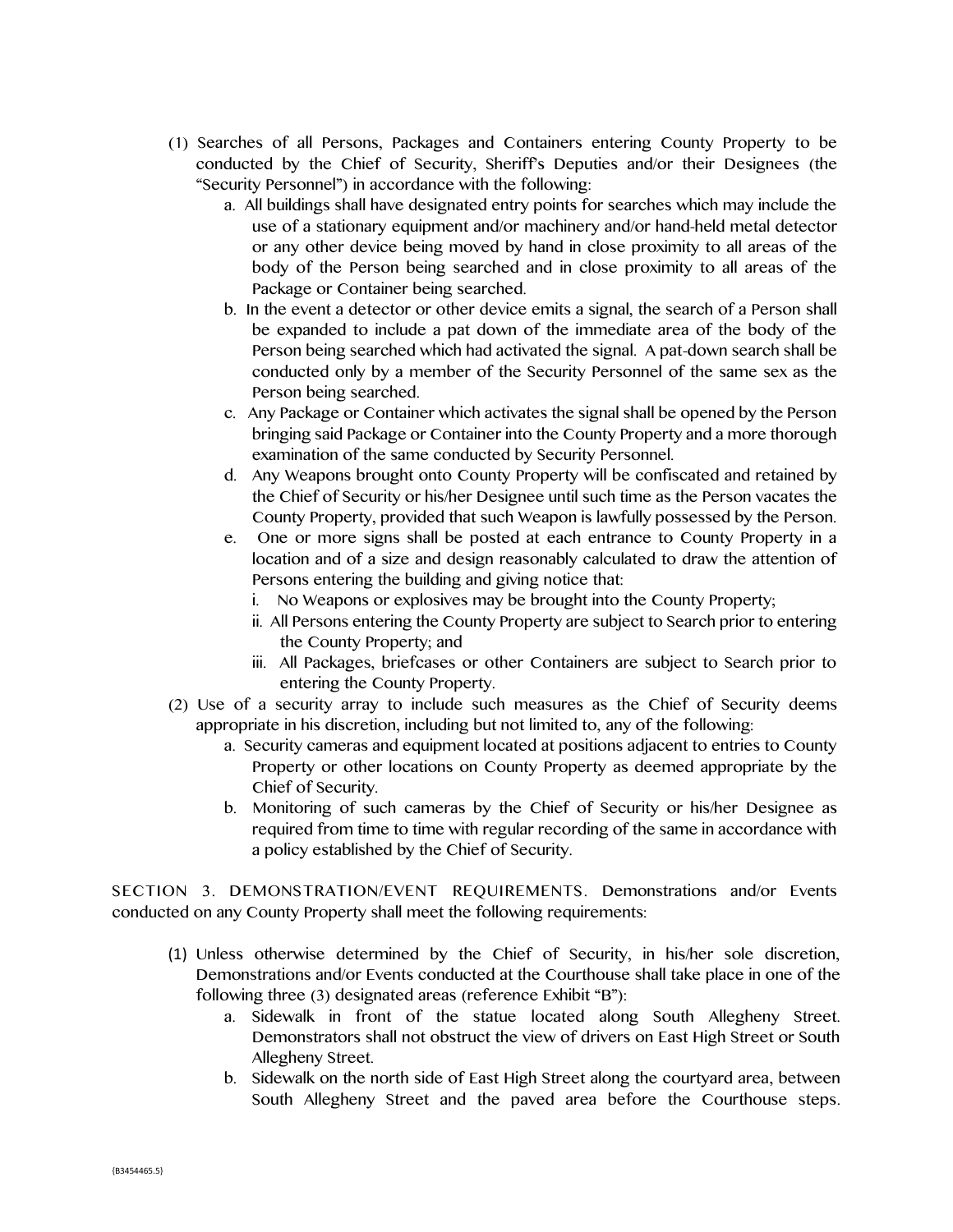(1) Searches of all Persons, Packages and Containers entering County Property to be conducted by the Chief of Security, Sheriff's Deputies and/or their Designees (the "Security Personnel") in accordance with the following:

  a. All buildings shall have designated entry points for searches which may include the use of a stationary equipment and/or machinery and/or hand-held metal detector or any other device being moved by hand in close proximity to all areas of the body of the Person being searched and in close proximity to all areas of the Package or Container being searched.

  b. In the event a detector or other device emits a signal, the search of a Person shall be expanded to include a pat down of the immediate area of the body of the Person being searched which had activated the signal. A pat-down search shall be conducted only by a member of the Security Personnel of the same sex as the Person being searched.

  c. Any Package or Container which activates the signal shall be opened by the Person bringing said Package or Container into the County Property and a more thorough examination of the same conducted by Security Personnel.

  d. Any Weapons brought onto County Property will be confiscated and retained by the Chief of Security or his/her Designee until such time as the Person vacates the County Property, provided that such Weapon is lawfully possessed by the Person.

  e. One or more signs shall be posted at each entrance to County Property in a location and of a size and design reasonably calculated to draw the attention of Persons entering the building and giving notice that:

    i. No Weapons or explosives may be brought into the County Property;

    ii. All Persons entering the County Property are subject to Search prior to entering the County Property; and

    iii. All Packages, briefcases or other Containers are subject to Search prior to entering the County Property.

(2) Use of a security array to include such measures as the Chief of Security deems appropriate in his discretion, including but not limited to, any of the following:

  a. Security cameras and equipment located at positions adjacent to entries to County Property or other locations on County Property as deemed appropriate by the Chief of Security.

  b. Monitoring of such cameras by the Chief of Security or his/her Designee as required from time to time with regular recording of the same in accordance with a policy established by the Chief of Security.

SECTION 3. DEMONSTRATION/EVENT REQUIREMENTS. Demonstrations and/or Events conducted on any County Property shall meet the following requirements:

(1) Unless otherwise determined by the Chief of Security, in his/her sole discretion, Demonstrations and/or Events conducted at the Courthouse shall take place in one of the following three (3) designated areas (reference Exhibit "B"):

  a. Sidewalk in front of the statue located along South Allegheny Street. Demonstrators shall not obstruct the view of drivers on East High Street or South Allegheny Street.

  b. Sidewalk on the north side of East High Street along the courtyard area, between South Allegheny Street and the paved area before the Courthouse steps.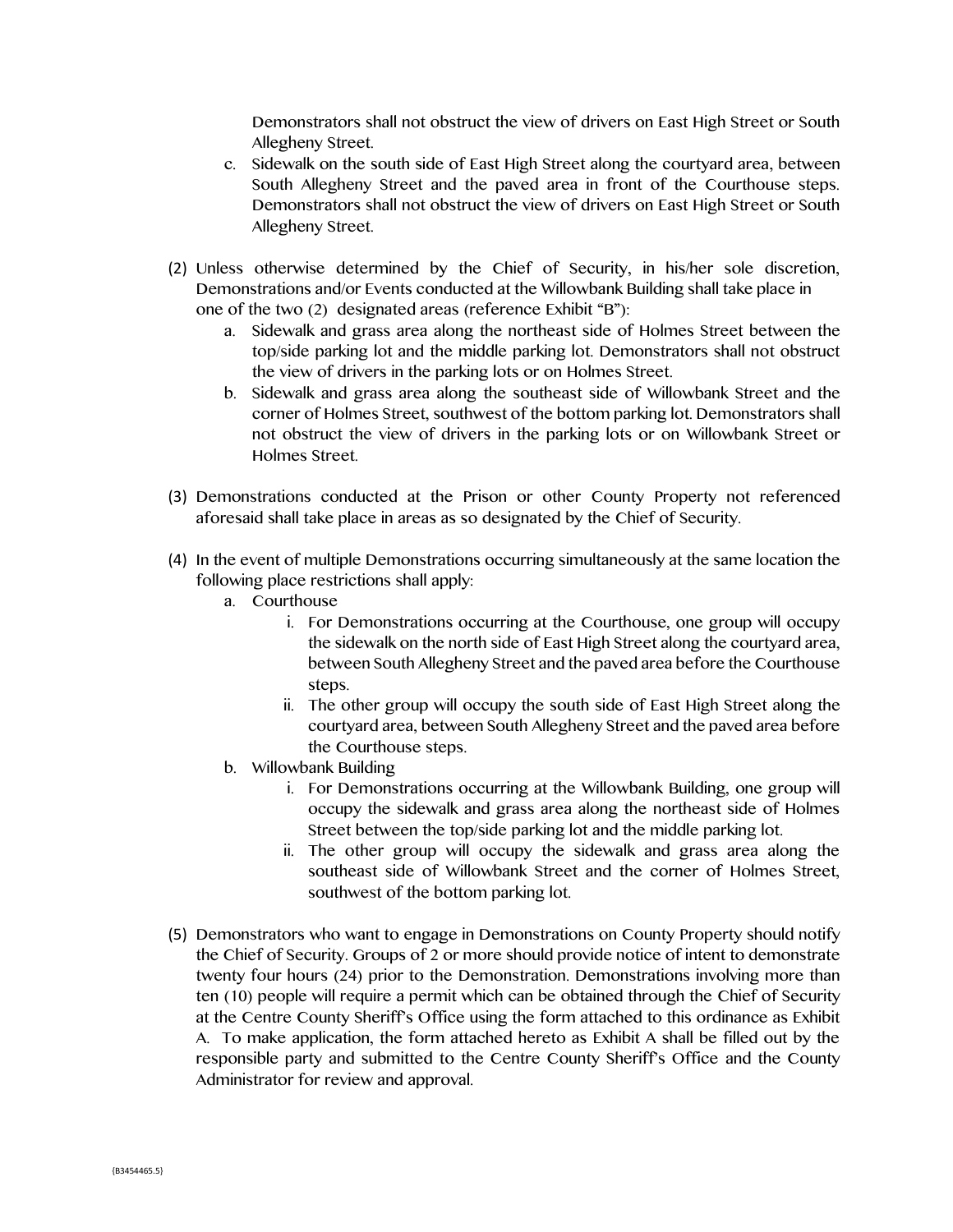Demonstrators shall not obstruct the view of drivers on East High Street or South Allegheny Street.

c. Sidewalk on the south side of East High Street along the courtyard area, between South Allegheny Street and the paved area in front of the Courthouse steps. Demonstrators shall not obstruct the view of drivers on East High Street or South Allegheny Street.

(2) Unless otherwise determined by the Chief of Security, in his/her sole discretion, Demonstrations and/or Events conducted at the Willowbank Building shall take place in one of the two (2) designated areas (reference Exhibit "B"):

   a. Sidewalk and grass area along the northeast side of Holmes Street between the top/side parking lot and the middle parking lot. Demonstrators shall not obstruct the view of drivers in the parking lots or on Holmes Street.

   b. Sidewalk and grass area along the southeast side of Willowbank Street and the corner of Holmes Street, southwest of the bottom parking lot. Demonstrators shall not obstruct the view of drivers in the parking lots or on Willowbank Street or Holmes Street.

(3) Demonstrations conducted at the Prison or other County Property not referenced aforesaid shall take place in areas as so designated by the Chief of Security.

(4) In the event of multiple Demonstrations occurring simultaneously at the same location the following place restrictions shall apply:

   a. Courthouse

      i. For Demonstrations occurring at the Courthouse, one group will occupy the sidewalk on the north side of East High Street along the courtyard area, between South Allegheny Street and the paved area before the Courthouse steps.

      ii. The other group will occupy the south side of East High Street along the courtyard area, between South Allegheny Street and the paved area before the Courthouse steps.

   b. Willowbank Building

      i. For Demonstrations occurring at the Willowbank Building, one group will occupy the sidewalk and grass area along the northeast side of Holmes Street between the top/side parking lot and the middle parking lot.

      ii. The other group will occupy the sidewalk and grass area along the southeast side of Willowbank Street and the corner of Holmes Street, southwest of the bottom parking lot.

(5) Demonstrators who want to engage in Demonstrations on County Property should notify the Chief of Security. Groups of 2 or more should provide notice of intent to demonstrate twenty four hours (24) prior to the Demonstration. Demonstrations involving more than ten (10) people will require a permit which can be obtained through the Chief of Security at the Centre County Sheriff's Office using the form attached to this ordinance as Exhibit A. To make application, the form attached hereto as Exhibit A shall be filled out by the responsible party and submitted to the Centre County Sheriff's Office and the County Administrator for review and approval.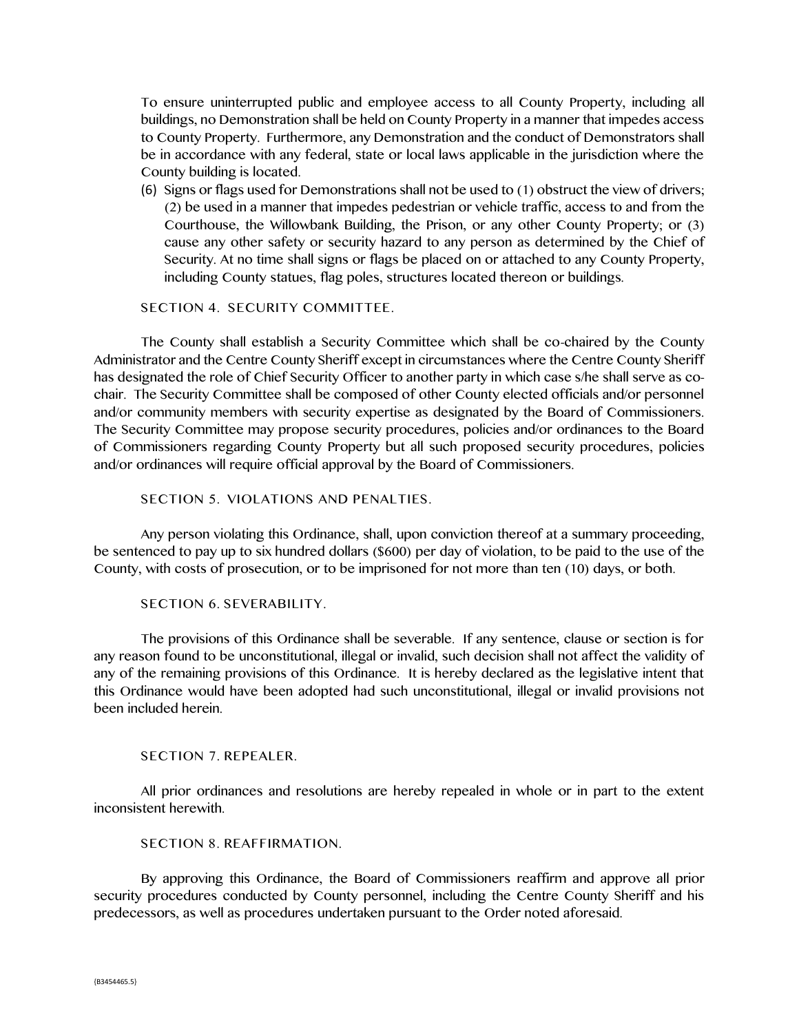To ensure uninterrupted public and employee access to all County Property, including all buildings, no Demonstration shall be held on County Property in a manner that impedes access to County Property. Furthermore, any Demonstration and the conduct of Demonstrators shall be in accordance with any federal, state or local laws applicable in the jurisdiction where the County building is located.

(6) Signs or flags used for Demonstrations shall not be used to (1) obstruct the view of drivers; (2) be used in a manner that impedes pedestrian or vehicle traffic, access to and from the Courthouse, the Willowbank Building, the Prison, or any other County Property; or (3) cause any other safety or security hazard to any person as determined by the Chief of Security. At no time shall signs or flags be placed on or attached to any County Property, including County statues, flag poles, structures located thereon or buildings.

SECTION 4. SECURITY COMMITTEE.

The County shall establish a Security Committee which shall be co-chaired by the County Administrator and the Centre County Sheriff except in circumstances where the Centre County Sheriff has designated the role of Chief Security Officer to another party in which case s/he shall serve as co-chair. The Security Committee shall be composed of other County elected officials and/or personnel and/or community members with security expertise as designated by the Board of Commissioners. The Security Committee may propose security procedures, policies and/or ordinances to the Board of Commissioners regarding County Property but all such proposed security procedures, policies and/or ordinances will require official approval by the Board of Commissioners.

SECTION 5. VIOLATIONS AND PENALTIES.

Any person violating this Ordinance, shall, upon conviction thereof at a summary proceeding, be sentenced to pay up to six hundred dollars ($600) per day of violation, to be paid to the use of the County, with costs of prosecution, or to be imprisoned for not more than ten (10) days, or both.

SECTION 6. SEVERABILITY.

The provisions of this Ordinance shall be severable. If any sentence, clause or section is for any reason found to be unconstitutional, illegal or invalid, such decision shall not affect the validity of any of the remaining provisions of this Ordinance. It is hereby declared as the legislative intent that this Ordinance would have been adopted had such unconstitutional, illegal or invalid provisions not been included herein.

SECTION 7. REPEALER.

All prior ordinances and resolutions are hereby repealed in whole or in part to the extent inconsistent herewith.

SECTION 8. REAFFIRMATION.

By approving this Ordinance, the Board of Commissioners reaffirm and approve all prior security procedures conducted by County personnel, including the Centre County Sheriff and his predecessors, as well as procedures undertaken pursuant to the Order noted aforesaid.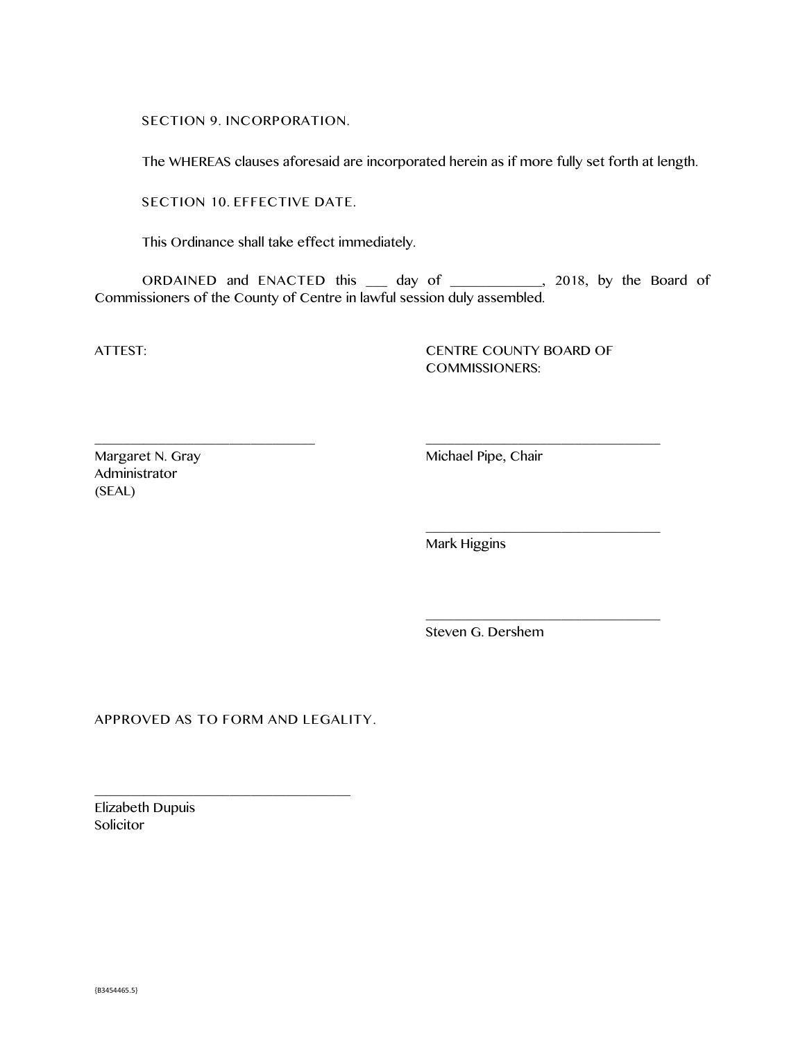SECTION 9. INCORPORATION.

The WHEREAS clauses aforesaid are incorporated herein as if more fully set forth at length.

SECTION 10. EFFECTIVE DATE.

This Ordinance shall take effect immediately.

ORDAINED and ENACTED this ___ day of ____________, 2018, by the Board of Commissioners of the County of Centre in lawful session duly assembled.

ATTEST:

______________________________
Margaret N. Gray
Administrator
(SEAL)

CENTRE COUNTY BOARD OF COMMISSIONERS:

________________________________
Michael Pipe, Chair

________________________________
Mark Higgins

________________________________
Steven G. Dershem

APPROVED AS TO FORM AND LEGALITY.

___________________________________
Elizabeth Dupuis
Solicitor

{B3454465.5}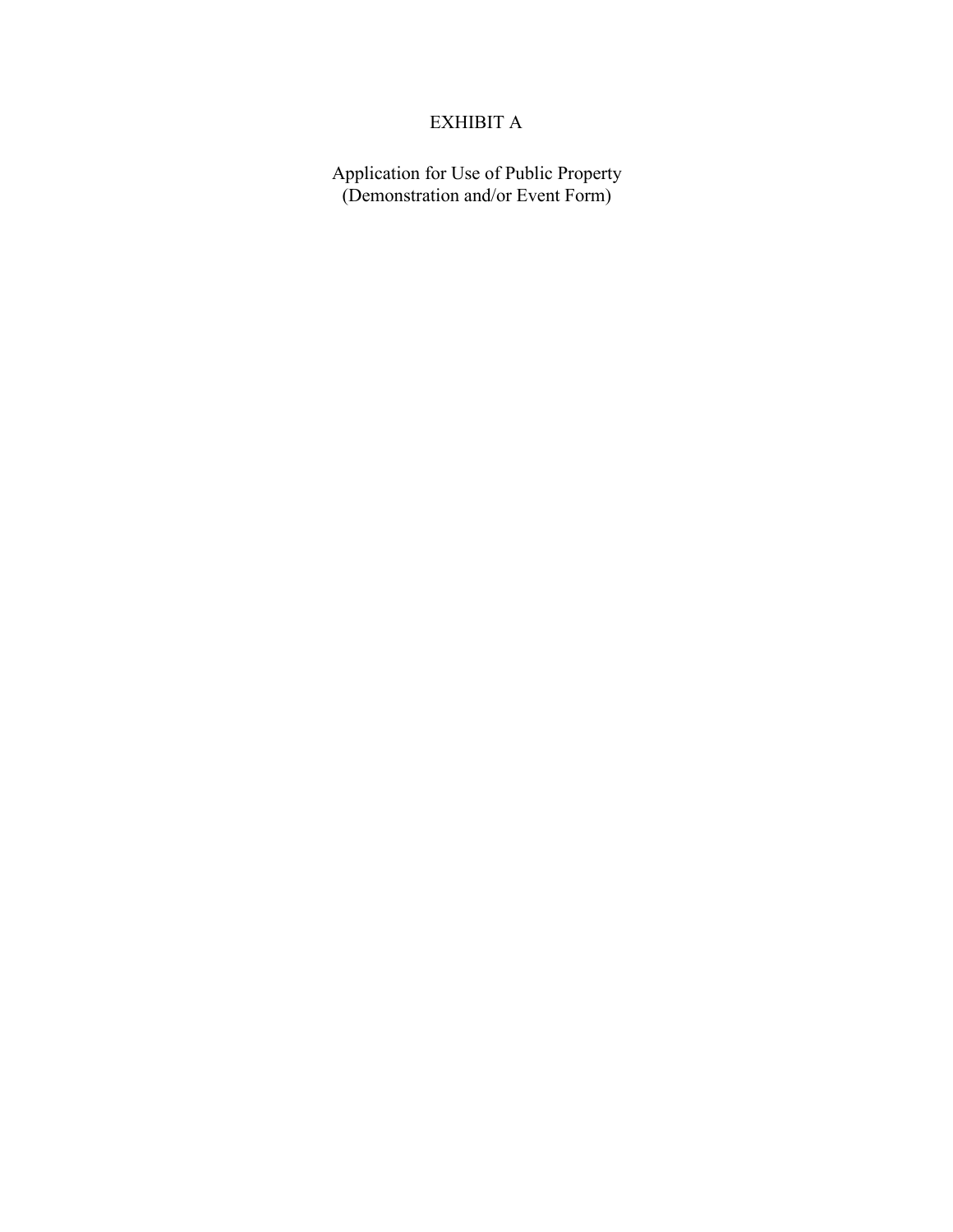# EXHIBIT A

Application for Use of Public Property
(Demonstration and/or Event Form)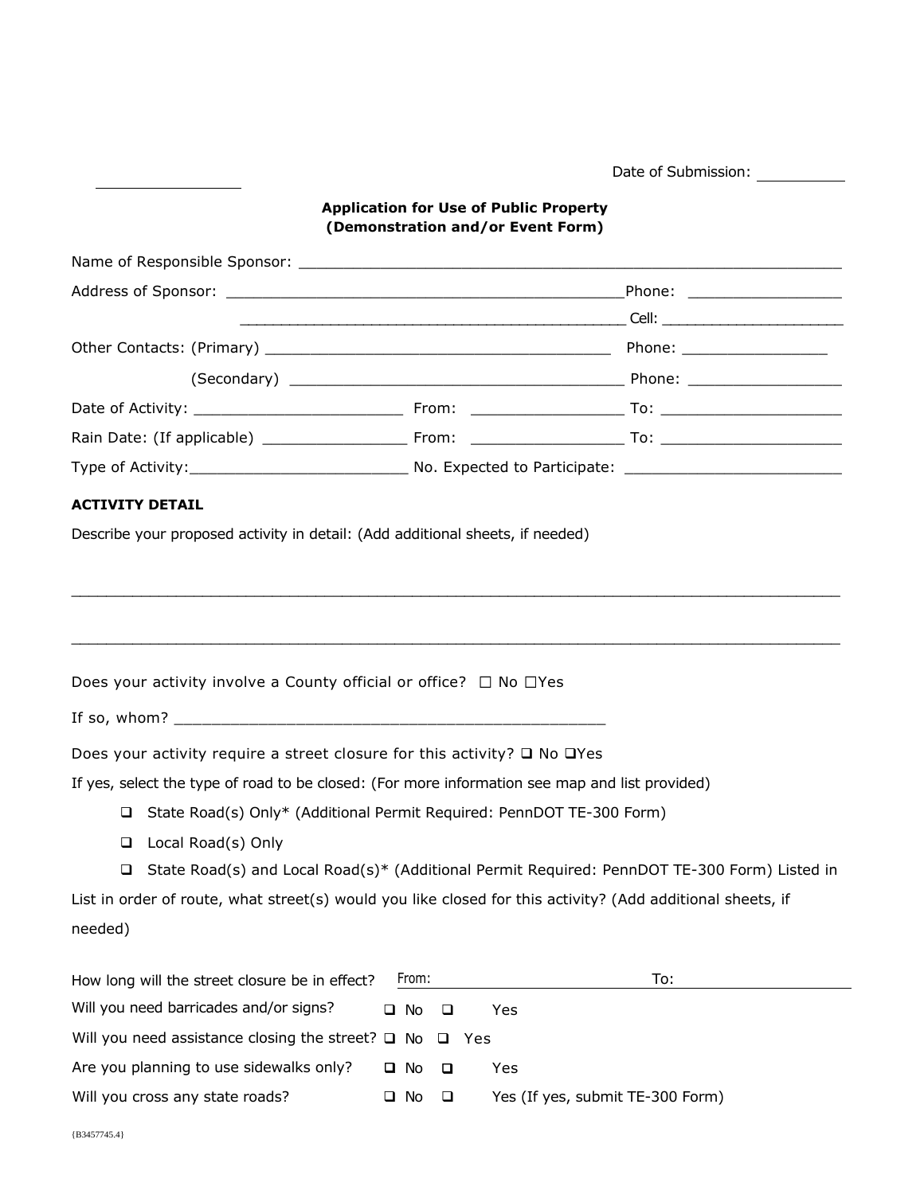Date of Submission: ___________

**Application for Use of Public Property**
**(Demonstration and/or Event Form)**

Name of Responsible Sponsor: ____________________________________________

Address of Sponsor: ________________________________________ Phone: ______________

________________________________________ Cell: ________________

Other Contacts: (Primary) ____________________________________ Phone: ______________

(Secondary) ____________________________________ Phone: ______________

Date of Activity: ____________________ From: ______________ To: ________________

Rain Date: (If applicable) ______________ From: ______________ To: ________________

Type of Activity: ____________________ No. Expected to Participate: ____________________

**ACTIVITY DETAIL**

Describe your proposed activity in detail: (Add additional sheets, if needed)

______________________________________________________________________________

______________________________________________________________________________

Does your activity involve a County official or office? ☐ No ☐Yes

If so, whom? ____________________________________________

Does your activity require a street closure for this activity? ❑ No ❑Yes

If yes, select the type of road to be closed: (For more information see map and list provided)

- ❑ State Road(s) Only* (Additional Permit Required: PennDOT TE-300 Form)
- ❑ Local Road(s) Only
- ❑ State Road(s) and Local Road(s)* (Additional Permit Required: PennDOT TE-300 Form) Listed in

List in order of route, what street(s) would you like closed for this activity? (Add additional sheets, if needed)

How long will the street closure be in effect? From: ______________ To: ______________

Will you need barricades and/or signs? ❑ No ❑ Yes

Will you need assistance closing the street? ❑ No ❑ Yes

Are you planning to use sidewalks only? ❑ No ❑ Yes

Will you cross any state roads? ❑ No ❑ Yes (If yes, submit TE-300 Form)

{B3457745.4}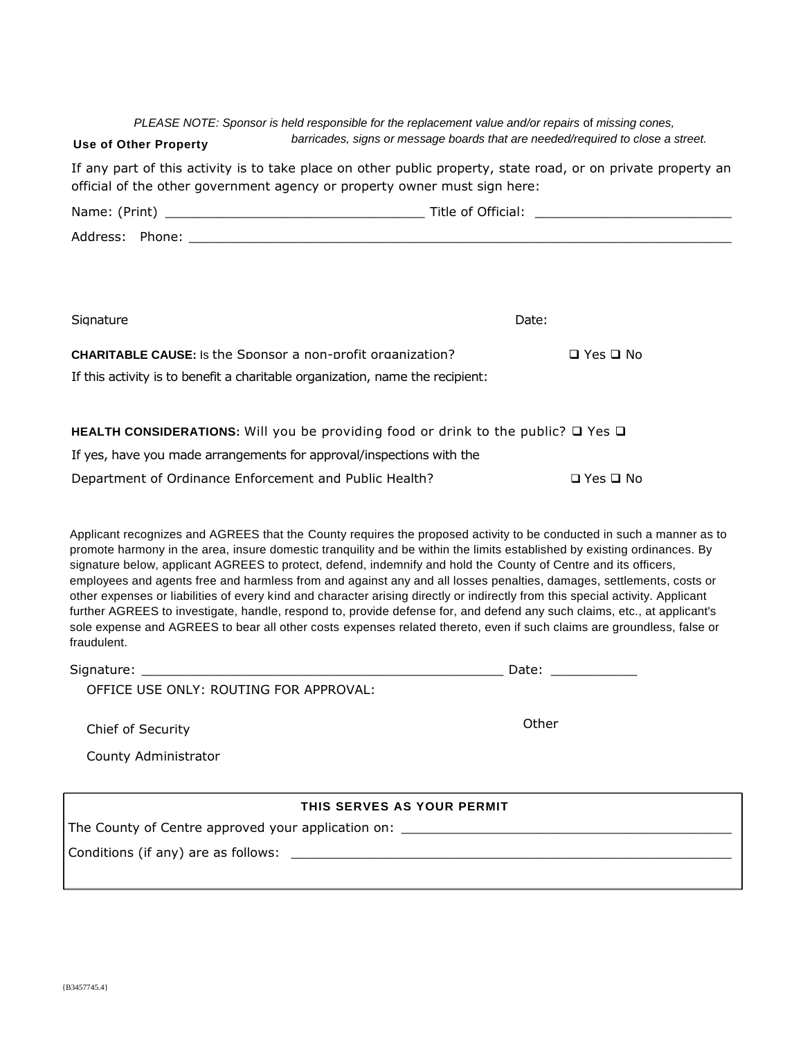*PLEASE NOTE: Sponsor is held responsible for the replacement value and/or repairs of missing cones, barricades, signs or message boards that are needed/required to close a street.*

**Use of Other Property**

If any part of this activity is to take place on other public property, state road, or on private property an official of the other government agency or property owner must sign here:

Name: (Print) ________________________________ Title of Official: ________________________

Address: Phone: ______________________________________________________________________

Signature Date:

**CHARITABLE CAUSE:** Is the Sponsor a non-profit organization? ❑ Yes ❑ No

If this activity is to benefit a charitable organization, name the recipient:

**HEALTH CONSIDERATIONS:** Will you be providing food or drink to the public? ❑ Yes ❑

If yes, have you made arrangements for approval/inspections with the Department of Ordinance Enforcement and Public Health? ❑ Yes ❑ No

Applicant recognizes and AGREES that the County requires the proposed activity to be conducted in such a manner as to promote harmony in the area, insure domestic tranquility and be within the limits established by existing ordinances. By signature below, applicant AGREES to protect, defend, indemnify and hold the County of Centre and its officers, employees and agents free and harmless from and against any and all losses penalties, damages, settlements, costs or other expenses or liabilities of every kind and character arising directly or indirectly from this special activity. Applicant further AGREES to investigate, handle, respond to, provide defense for, and defend any such claims, etc., at applicant's sole expense and AGREES to bear all other costs expenses related thereto, even if such claims are groundless, false or fraudulent.

Signature: ____________________________________________ Date: __________

OFFICE USE ONLY: ROUTING FOR APPROVAL:

Chief of Security Other

County Administrator

**THIS SERVES AS YOUR PERMIT**

The County of Centre approved your application on: ______________________________________

Conditions (if any) are as follows: _______________________________________________________

{B3457745.4}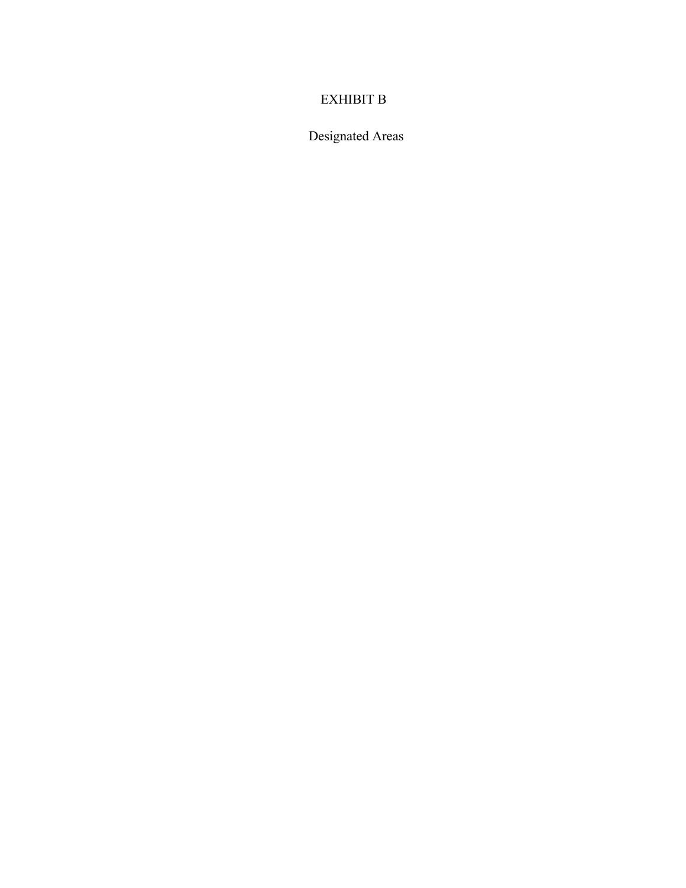# EXHIBIT B

## Designated Areas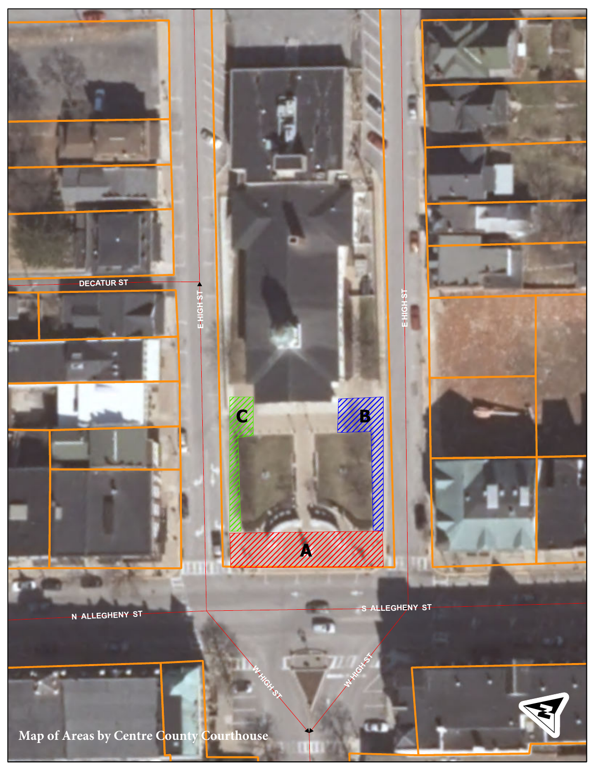DECATUR ST

E HIGH ST

E HIGH ST

C

B

A

N ALLEGHENY ST

S ALLEGHENY ST

W HIGH ST

W HIGH ST

Map of Areas by Centre County Courthouse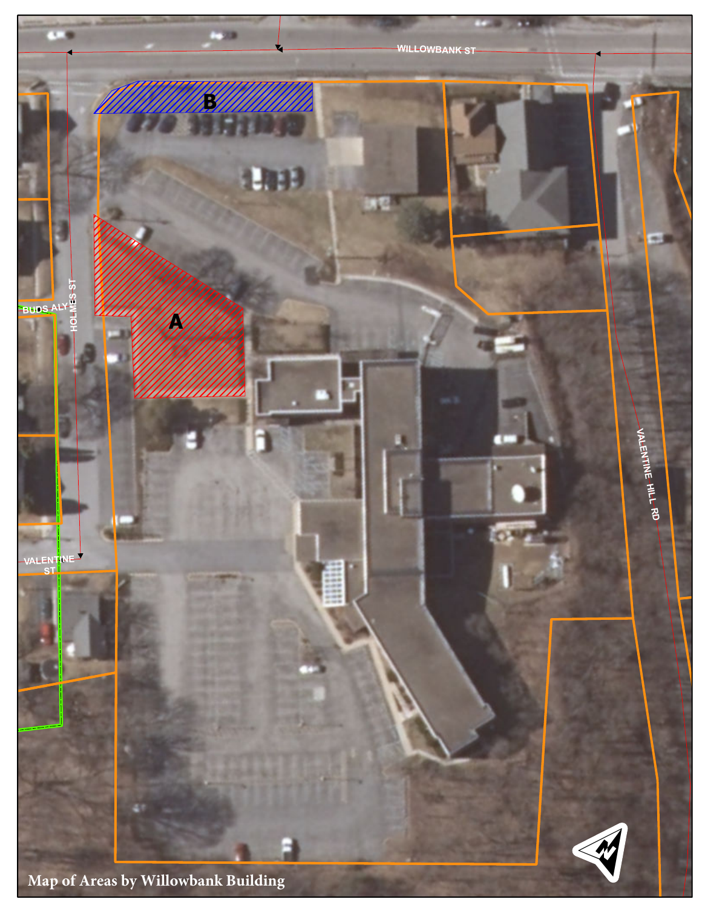WILLOWBANK ST

B

A

BUDS ALY

HOLMES ST

VALENTINE ST

VALENTINE HILL RD

Map of Areas by Willowbank Building